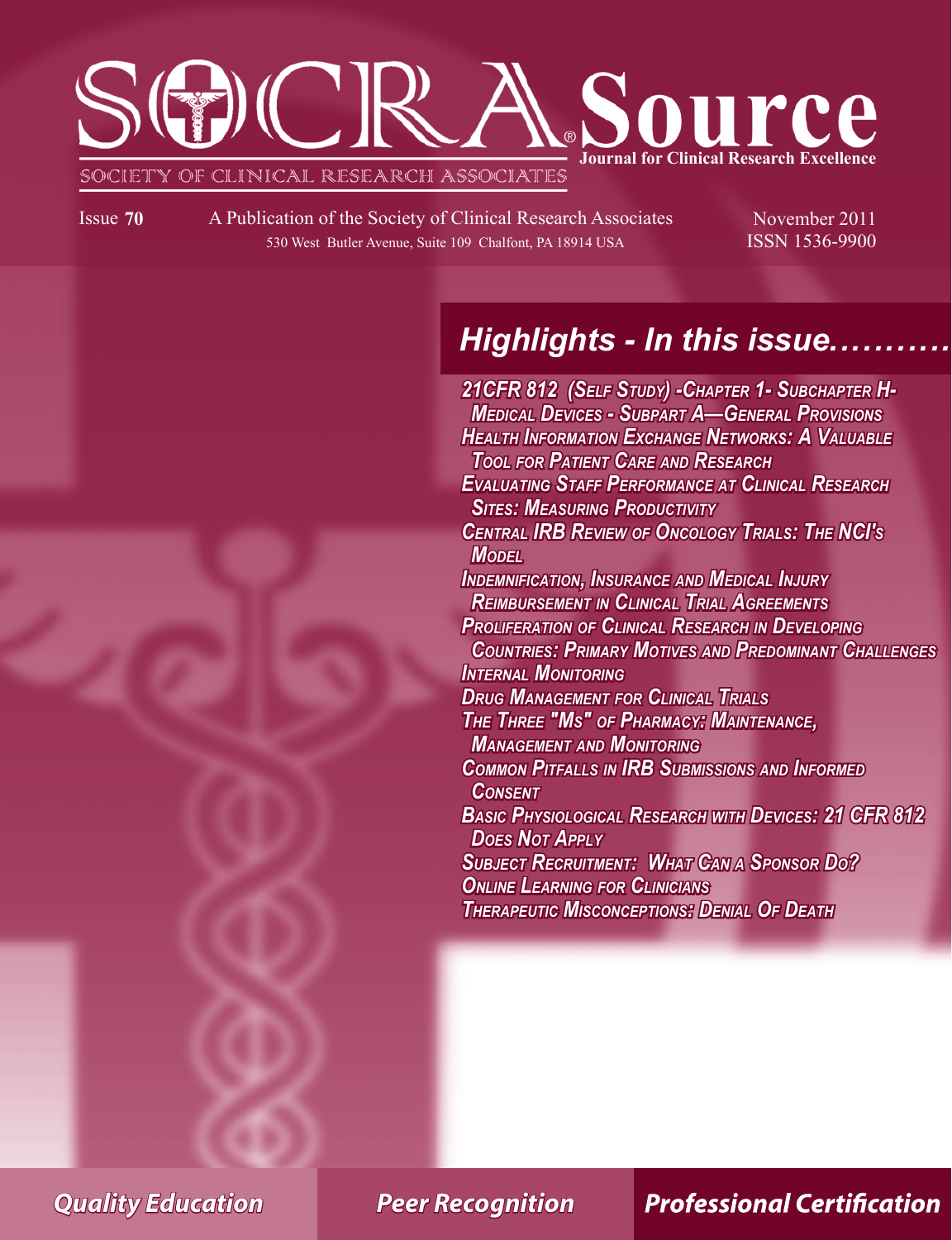# SOCRA Source

**Journal for Clinical Research Excellence**

SOCIETY OF CLINICAL RESEARCH ASSOCIATES

Issue **70**

A Publication of the Society of Clinical Research Associates
530 West Butler Avenue, Suite 109 Chalfont, PA 18914 USA

November 2011
ISSN 1536-9900

## Highlights - In this issue..........

- *21CFR 812 (Self Study) -Chapter 1- Subchapter H- Medical Devices - Subpart A—General Provisions*
- *Health Information Exchange Networks: A Valuable Tool for Patient Care and Research*
- *Evaluating Staff Performance at Clinical Research Sites: Measuring Productivity*
- *Central IRB Review of Oncology Trials: The NCI's Model*
- *Indemnification, Insurance and Medical Injury Reimbursement in Clinical Trial Agreements*
- *Proliferation of Clinical Research in Developing Countries: Primary Motives and Predominant Challenges*
- *Internal Monitoring*
- *Drug Management for Clinical Trials*
- *The Three "Ms" of Pharmacy: Maintenance, Management and Monitoring*
- *Common Pitfalls in IRB Submissions and Informed Consent*
- *Basic Physiological Research with Devices: 21 CFR 812 Does Not Apply*
- *Subject Recruitment: What Can a Sponsor Do?*
- *Online Learning for Clinicians*
- *Therapeutic Misconceptions: Denial Of Death*

**Quality Education** | **Peer Recognition** | **Professional Certification**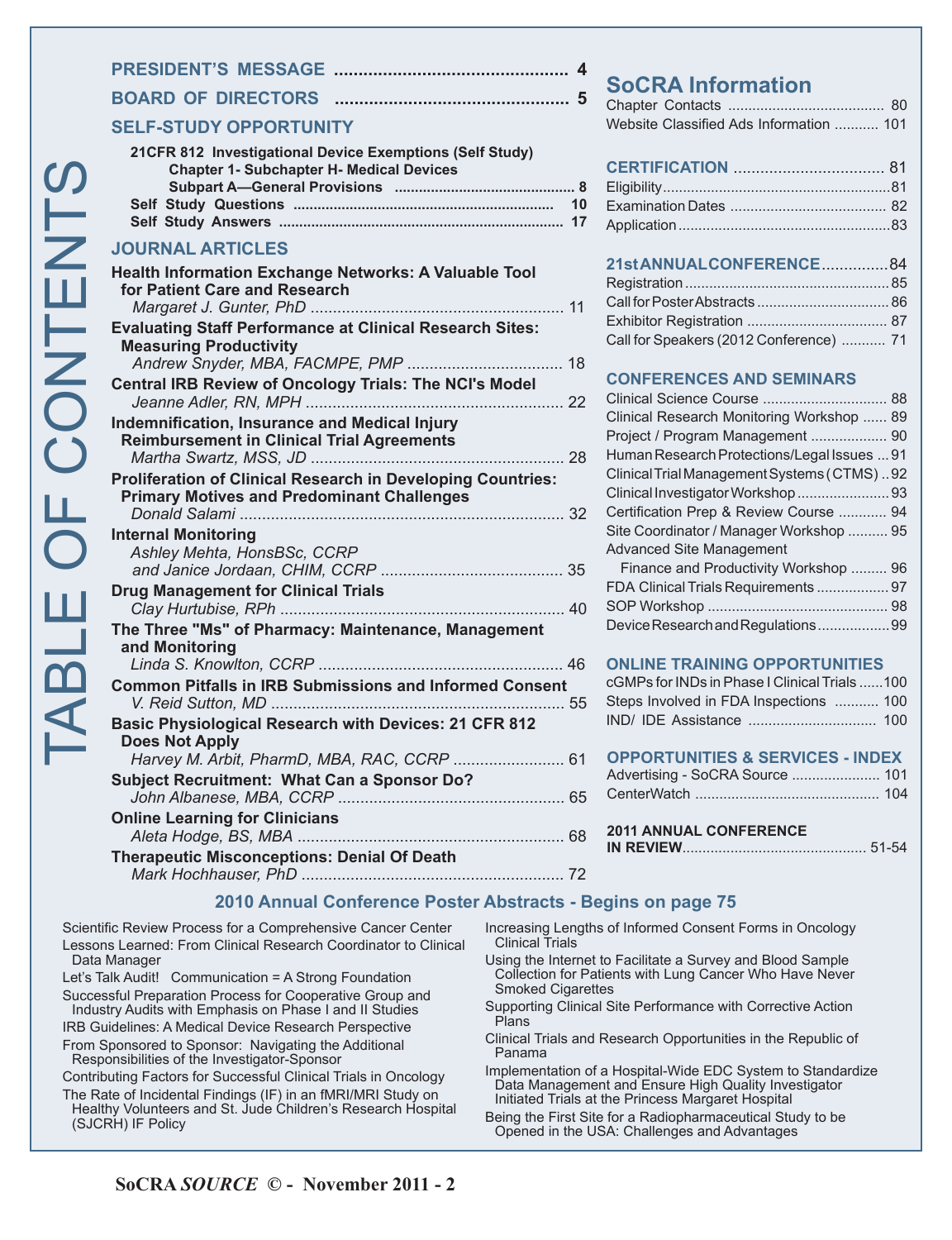# TABLE OF CONTENTS

**PRESIDENT'S MESSAGE** ........................................ 4

**BOARD OF DIRECTORS** ........................................ 5

## SELF-STUDY OPPORTUNITY

**21CFR 812 Investigational Device Exemptions (Self Study)**
**Chapter 1- Subchapter H- Medical Devices**
**Subpart A—General Provisions** ........................................ 8

**Self Study Questions** ........................................ 10

**Self Study Answers** ........................................ 17

## JOURNAL ARTICLES

**Health Information Exchange Networks: A Valuable Tool for Patient Care and Research**
*Margaret J. Gunter, PhD* ........................................ 11

**Evaluating Staff Performance at Clinical Research Sites: Measuring Productivity**
*Andrew Snyder, MBA, FACMPE, PMP* ........................................ 18

**Central IRB Review of Oncology Trials: The NCI's Model**
*Jeanne Adler, RN, MPH* ........................................ 22

**Indemnification, Insurance and Medical Injury Reimbursement in Clinical Trial Agreements**
*Martha Swartz, MSS, JD* ........................................ 28

**Proliferation of Clinical Research in Developing Countries: Primary Motives and Predominant Challenges**
*Donald Salami* ........................................ 32

**Internal Monitoring**
*Ashley Mehta, HonsBSc, CCRP and Janice Jordaan, CHIM, CCRP* ........................................ 35

**Drug Management for Clinical Trials**
*Clay Hurtubise, RPh* ........................................ 40

**The Three "Ms" of Pharmacy: Maintenance, Management and Monitoring**
*Linda S. Knowlton, CCRP* ........................................ 46

**Common Pitfalls in IRB Submissions and Informed Consent**
*V. Reid Sutton, MD* ........................................ 55

**Basic Physiological Research with Devices: 21 CFR 812 Does Not Apply**
*Harvey M. Arbit, PharmD, MBA, RAC, CCRP* ........................................ 61

**Subject Recruitment: What Can a Sponsor Do?**
*John Albanese, MBA, CCRP* ........................................ 65

**Online Learning for Clinicians**
*Aleta Hodge, BS, MBA* ........................................ 68

**Therapeutic Misconceptions: Denial Of Death**
*Mark Hochhauser, PhD* ........................................ 72

## SoCRA Information

Chapter Contacts ........................................ 80
Website Classified Ads Information ........................................ 101

## CERTIFICATION ........................................ 81

Eligibility ........................................ 81
Examination Dates ........................................ 82
Application ........................................ 83

## 21st ANNUAL CONFERENCE ........................................ 84

Registration ........................................ 85
Call for Poster Abstracts ........................................ 86
Exhibitor Registration ........................................ 87
Call for Speakers (2012 Conference) ........................................ 71

## CONFERENCES AND SEMINARS

Clinical Science Course ........................................ 88
Clinical Research Monitoring Workshop ........................................ 89
Project / Program Management ........................................ 90
Human Research Protections/Legal Issues ........................................ 91
Clinical Trial Management Systems (CTMS) ........................................ 92
Clinical Investigator Workshop ........................................ 93
Certification Prep & Review Course ........................................ 94
Site Coordinator / Manager Workshop ........................................ 95
Advanced Site Management Finance and Productivity Workshop ........................................ 96
FDA Clinical Trials Requirements ........................................ 97
SOP Workshop ........................................ 98
Device Research and Regulations ........................................ 99

## ONLINE TRAINING OPPORTUNITIES

cGMPs for INDs in Phase I Clinical Trials ........................................ 100
Steps Involved in FDA Inspections ........................................ 100
IND/ IDE Assistance ........................................ 100

## OPPORTUNITIES & SERVICES - INDEX

Advertising - SoCRA Source ........................................ 101
CenterWatch ........................................ 104

**2011 ANNUAL CONFERENCE IN REVIEW** ........................................ 51-54

## 2010 Annual Conference Poster Abstracts - Begins on page 75

- Scientific Review Process for a Comprehensive Cancer Center
- Lessons Learned: From Clinical Research Coordinator to Clinical Data Manager
- Let's Talk Audit! Communication = A Strong Foundation
- Successful Preparation Process for Cooperative Group and Industry Audits with Emphasis on Phase I and II Studies
- IRB Guidelines: A Medical Device Research Perspective
- From Sponsored to Sponsor: Navigating the Additional Responsibilities of the Investigator-Sponsor
- Contributing Factors for Successful Clinical Trials in Oncology
- The Rate of Incidental Findings (IF) in an fMRI/MRI Study on Healthy Volunteers and St. Jude Children's Research Hospital (SJCRH) IF Policy
- Increasing Lengths of Informed Consent Forms in Oncology Clinical Trials
- Using the Internet to Facilitate a Survey and Blood Sample Collection for Patients with Lung Cancer Who Have Never Smoked Cigarettes
- Supporting Clinical Site Performance with Corrective Action Plans
- Clinical Trials and Research Opportunities in the Republic of Panama
- Implementation of a Hospital-Wide EDC System to Standardize Data Management and Ensure High Quality Investigator Initiated Trials at the Princess Margaret Hospital
- Being the First Site for a Radiopharmaceutical Study to be Opened in the USA: Challenges and Advantages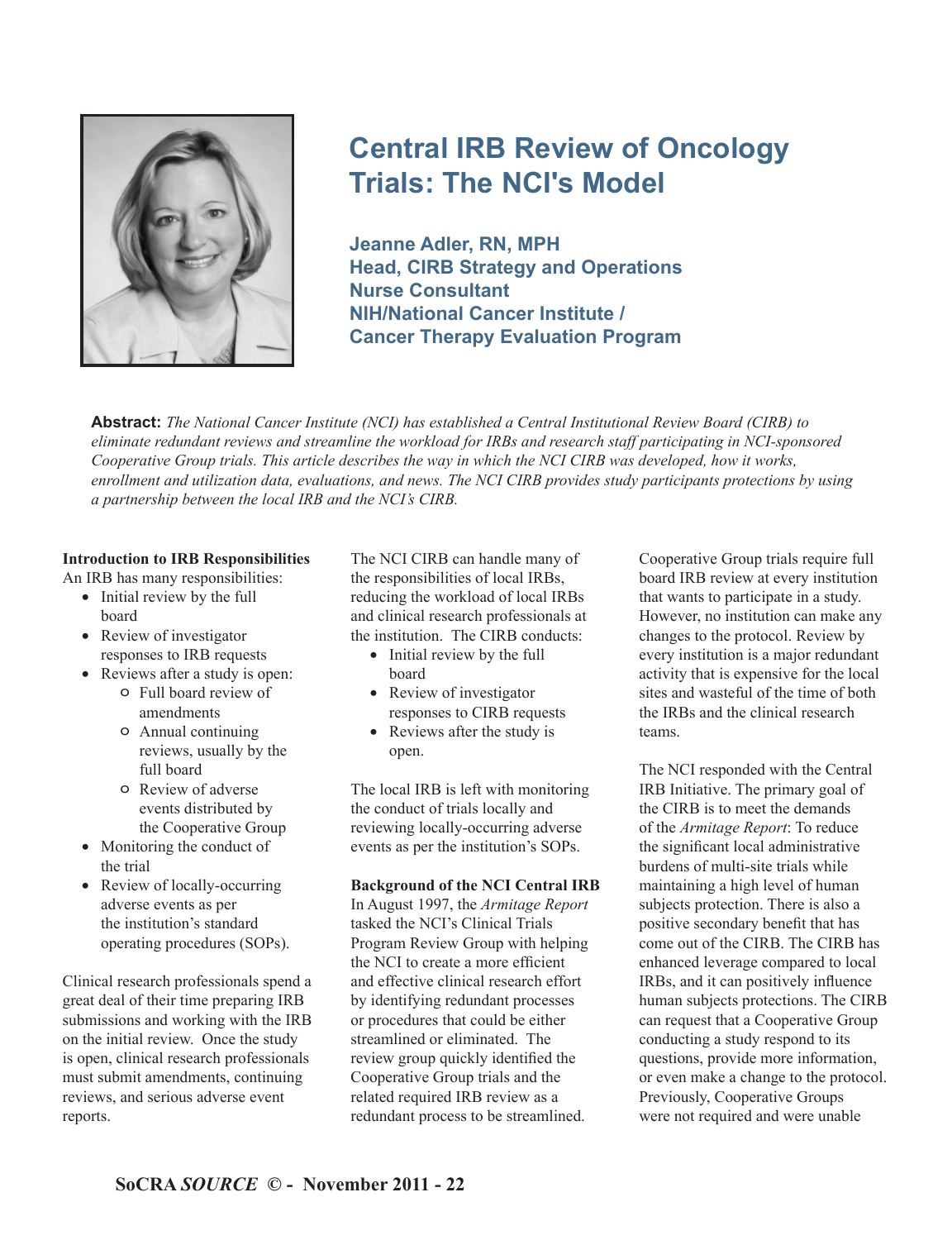# Central IRB Review of Oncology Trials: The NCI's Model

**Jeanne Adler, RN, MPH**
**Head, CIRB Strategy and Operations**
**Nurse Consultant**
**NIH/National Cancer Institute /**
**Cancer Therapy Evaluation Program**

**Abstract:** *The National Cancer Institute (NCI) has established a Central Institutional Review Board (CIRB) to eliminate redundant reviews and streamline the workload for IRBs and research staff participating in NCI-sponsored Cooperative Group trials. This article describes the way in which the NCI CIRB was developed, how it works, enrollment and utilization data, evaluations, and news. The NCI CIRB provides study participants protections by using a partnership between the local IRB and the NCI's CIRB.*

**Introduction to IRB Responsibilities**

An IRB has many responsibilities:

- Initial review by the full board
- Review of investigator responses to IRB requests
- Reviews after a study is open:
  - Full board review of amendments
  - Annual continuing reviews, usually by the full board
  - Review of adverse events distributed by the Cooperative Group
- Monitoring the conduct of the trial
- Review of locally-occurring adverse events as per the institution's standard operating procedures (SOPs).

Clinical research professionals spend a great deal of their time preparing IRB submissions and working with the IRB on the initial review. Once the study is open, clinical research professionals must submit amendments, continuing reviews, and serious adverse event reports.

The NCI CIRB can handle many of the responsibilities of local IRBs, reducing the workload of local IRBs and clinical research professionals at the institution. The CIRB conducts:

- Initial review by the full board
- Review of investigator responses to CIRB requests
- Reviews after the study is open.

The local IRB is left with monitoring the conduct of trials locally and reviewing locally-occurring adverse events as per the institution's SOPs.

**Background of the NCI Central IRB**

In August 1997, the *Armitage Report* tasked the NCI's Clinical Trials Program Review Group with helping the NCI to create a more efficient and effective clinical research effort by identifying redundant processes or procedures that could be either streamlined or eliminated. The review group quickly identified the Cooperative Group trials and the related required IRB review as a redundant process to be streamlined.

Cooperative Group trials require full board IRB review at every institution that wants to participate in a study. However, no institution can make any changes to the protocol. Review by every institution is a major redundant activity that is expensive for the local sites and wasteful of the time of both the IRBs and the clinical research teams.

The NCI responded with the Central IRB Initiative. The primary goal of the CIRB is to meet the demands of the *Armitage Report*: To reduce the significant local administrative burdens of multi-site trials while maintaining a high level of human subjects protection. There is also a positive secondary benefit that has come out of the CIRB. The CIRB has enhanced leverage compared to local IRBs, and it can positively influence human subjects protections. The CIRB can request that a Cooperative Group conducting a study respond to its questions, provide more information, or even make a change to the protocol. Previously, Cooperative Groups were not required and were unable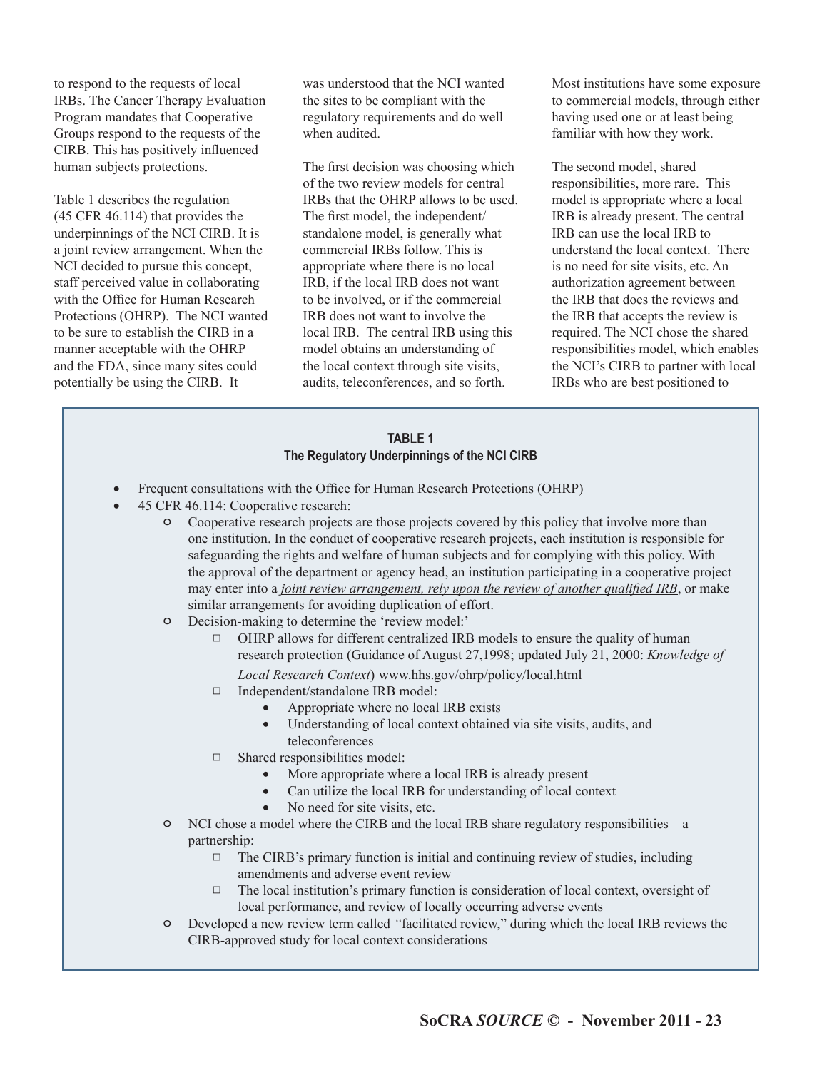to respond to the requests of local IRBs. The Cancer Therapy Evaluation Program mandates that Cooperative Groups respond to the requests of the CIRB. This has positively influenced human subjects protections.

Table 1 describes the regulation (45 CFR 46.114) that provides the underpinnings of the NCI CIRB. It is a joint review arrangement. When the NCI decided to pursue this concept, staff perceived value in collaborating with the Office for Human Research Protections (OHRP). The NCI wanted to be sure to establish the CIRB in a manner acceptable with the OHRP and the FDA, since many sites could potentially be using the CIRB. It was understood that the NCI wanted the sites to be compliant with the regulatory requirements and do well when audited.

The first decision was choosing which of the two review models for central IRBs that the OHRP allows to be used. The first model, the independent/standalone model, is generally what commercial IRBs follow. This is appropriate where there is no local IRB, if the local IRB does not want to be involved, or if the commercial IRB does not want to involve the local IRB. The central IRB using this model obtains an understanding of the local context through site visits, audits, teleconferences, and so forth. Most institutions have some exposure to commercial models, through either having used one or at least being familiar with how they work.

The second model, shared responsibilities, more rare. This model is appropriate where a local IRB is already present. The central IRB can use the local IRB to understand the local context. There is no need for site visits, etc. An authorization agreement between the IRB that does the reviews and the IRB that accepts the review is required. The NCI chose the shared responsibilities model, which enables the NCI's CIRB to partner with local IRBs who are best positioned to

**TABLE 1**
**The Regulatory Underpinnings of the NCI CIRB**

- Frequent consultations with the Office for Human Research Protections (OHRP)
- 45 CFR 46.114: Cooperative research:
  - Cooperative research projects are those projects covered by this policy that involve more than one institution. In the conduct of cooperative research projects, each institution is responsible for safeguarding the rights and welfare of human subjects and for complying with this policy. With the approval of the department or agency head, an institution participating in a cooperative project may enter into a *joint review arrangement, rely upon the review of another qualified IRB*, or make similar arrangements for avoiding duplication of effort.
  - Decision-making to determine the 'review model:'
    - OHRP allows for different centralized IRB models to ensure the quality of human research protection (Guidance of August 27,1998; updated July 21, 2000: *Knowledge of Local Research Context*) www.hhs.gov/ohrp/policy/local.html
    - Independent/standalone IRB model:
      - Appropriate where no local IRB exists
      - Understanding of local context obtained via site visits, audits, and teleconferences
    - Shared responsibilities model:
      - More appropriate where a local IRB is already present
      - Can utilize the local IRB for understanding of local context
      - No need for site visits, etc.
  - NCI chose a model where the CIRB and the local IRB share regulatory responsibilities – a partnership:
    - The CIRB's primary function is initial and continuing review of studies, including amendments and adverse event review
    - The local institution's primary function is consideration of local context, oversight of local performance, and review of locally occurring adverse events
  - Developed a new review term called "facilitated review," during which the local IRB reviews the CIRB-approved study for local context considerations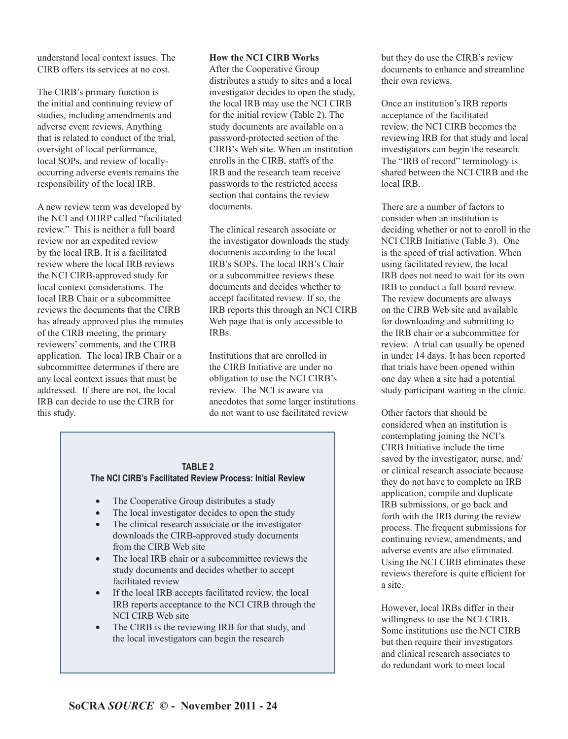understand local context issues. The CIRB offers its services at no cost.

The CIRB's primary function is the initial and continuing review of studies, including amendments and adverse event reviews. Anything that is related to conduct of the trial, oversight of local performance, local SOPs, and review of locally-occurring adverse events remains the responsibility of the local IRB.

A new review term was developed by the NCI and OHRP called "facilitated review." This is neither a full board review nor an expedited review by the local IRB. It is a facilitated review where the local IRB reviews the NCI CIRB-approved study for local context considerations. The local IRB Chair or a subcommittee reviews the documents that the CIRB has already approved plus the minutes of the CIRB meeting, the primary reviewers' comments, and the CIRB application. The local IRB Chair or a subcommittee determines if there are any local context issues that must be addressed. If there are not, the local IRB can decide to use the CIRB for this study.

**How the NCI CIRB Works**

After the Cooperative Group distributes a study to sites and a local investigator decides to open the study, the local IRB may use the NCI CIRB for the initial review (Table 2). The study documents are available on a password-protected section of the CIRB's Web site. When an institution enrolls in the CIRB, staffs of the IRB and the research team receive passwords to the restricted access section that contains the review documents.

The clinical research associate or the investigator downloads the study documents according to the local IRB's SOPs. The local IRB's Chair or a subcommittee reviews these documents and decides whether to accept facilitated review. If so, the IRB reports this through an NCI CIRB Web page that is only accessible to IRBs.

Institutions that are enrolled in the CIRB Initiative are under no obligation to use the NCI CIRB's review. The NCI is aware via anecdotes that some larger institutions do not want to use facilitated review but they do use the CIRB's review documents to enhance and streamline their own reviews.

Once an institution's IRB reports acceptance of the facilitated review, the NCI CIRB becomes the reviewing IRB for that study and local investigators can begin the research. The "IRB of record" terminology is shared between the NCI CIRB and the local IRB.

There are a number of factors to consider when an institution is deciding whether or not to enroll in the NCI CIRB Initiative (Table 3). One is the speed of trial activation. When using facilitated review, the local IRB does not need to wait for its own IRB to conduct a full board review. The review documents are always on the CIRB Web site and available for downloading and submitting to the IRB chair or a subcommittee for review. A trial can usually be opened in under 14 days. It has been reported that trials have been opened within one day when a site had a potential study participant waiting in the clinic.

Other factors that should be considered when an institution is contemplating joining the NCI's CIRB Initiative include the time saved by the investigator, nurse, and/or clinical research associate because they do not have to complete an IRB application, compile and duplicate IRB submissions, or go back and forth with the IRB during the review process. The frequent submissions for continuing review, amendments, and adverse events are also eliminated. Using the NCI CIRB eliminates these reviews therefore is quite efficient for a site.

However, local IRBs differ in their willingness to use the NCI CIRB. Some institutions use the NCI CIRB but then require their investigators and clinical research associates to do redundant work to meet local

**TABLE 2**
**The NCI CIRB's Facilitated Review Process: Initial Review**

- The Cooperative Group distributes a study
- The local investigator decides to open the study
- The clinical research associate or the investigator downloads the CIRB-approved study documents from the CIRB Web site
- The local IRB chair or a subcommittee reviews the study documents and decides whether to accept facilitated review
- If the local IRB accepts facilitated review, the local IRB reports acceptance to the NCI CIRB through the NCI CIRB Web site
- The CIRB is the reviewing IRB for that study, and the local investigators can begin the research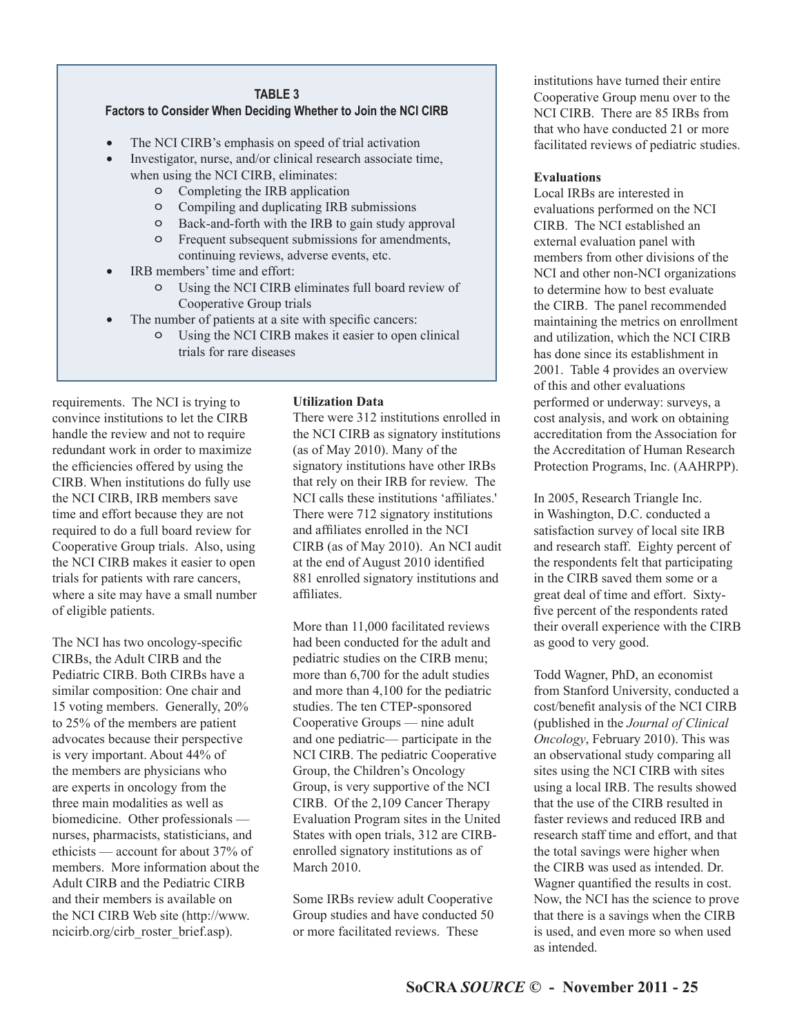**TABLE 3**
**Factors to Consider When Deciding Whether to Join the NCI CIRB**

- The NCI CIRB's emphasis on speed of trial activation
- Investigator, nurse, and/or clinical research associate time, when using the NCI CIRB, eliminates:
  - Completing the IRB application
  - Compiling and duplicating IRB submissions
  - Back-and-forth with the IRB to gain study approval
  - Frequent subsequent submissions for amendments, continuing reviews, adverse events, etc.
- IRB members' time and effort:
  - Using the NCI CIRB eliminates full board review of Cooperative Group trials
- The number of patients at a site with specific cancers:
  - Using the NCI CIRB makes it easier to open clinical trials for rare diseases

requirements. The NCI is trying to convince institutions to let the CIRB handle the review and not to require redundant work in order to maximize the efficiencies offered by using the CIRB. When institutions do fully use the NCI CIRB, IRB members save time and effort because they are not required to do a full board review for Cooperative Group trials. Also, using the NCI CIRB makes it easier to open trials for patients with rare cancers, where a site may have a small number of eligible patients.

The NCI has two oncology-specific CIRBs, the Adult CIRB and the Pediatric CIRB. Both CIRBs have a similar composition: One chair and 15 voting members. Generally, 20% to 25% of the members are patient advocates because their perspective is very important. About 44% of the members are physicians who are experts in oncology from the three main modalities as well as biomedicine. Other professionals — nurses, pharmacists, statisticians, and ethicists — account for about 37% of members. More information about the Adult CIRB and the Pediatric CIRB and their members is available on the NCI CIRB Web site (http://www.ncicirb.org/cirb_roster_brief.asp).

**Utilization Data**

There were 312 institutions enrolled in the NCI CIRB as signatory institutions (as of May 2010). Many of the signatory institutions have other IRBs that rely on their IRB for review. The NCI calls these institutions 'affiliates.' There were 712 signatory institutions and affiliates enrolled in the NCI CIRB (as of May 2010). An NCI audit at the end of August 2010 identified 881 enrolled signatory institutions and affiliates.

More than 11,000 facilitated reviews had been conducted for the adult and pediatric studies on the CIRB menu; more than 6,700 for the adult studies and more than 4,100 for the pediatric studies. The ten CTEP-sponsored Cooperative Groups — nine adult and one pediatric— participate in the NCI CIRB. The pediatric Cooperative Group, the Children's Oncology Group, is very supportive of the NCI CIRB. Of the 2,109 Cancer Therapy Evaluation Program sites in the United States with open trials, 312 are CIRB-enrolled signatory institutions as of March 2010.

Some IRBs review adult Cooperative Group studies and have conducted 50 or more facilitated reviews. These institutions have turned their entire Cooperative Group menu over to the NCI CIRB. There are 85 IRBs from that who have conducted 21 or more facilitated reviews of pediatric studies.

**Evaluations**

Local IRBs are interested in evaluations performed on the NCI CIRB. The NCI established an external evaluation panel with members from other divisions of the NCI and other non-NCI organizations to determine how to best evaluate the CIRB. The panel recommended maintaining the metrics on enrollment and utilization, which the NCI CIRB has done since its establishment in 2001. Table 4 provides an overview of this and other evaluations performed or underway: surveys, a cost analysis, and work on obtaining accreditation from the Association for the Accreditation of Human Research Protection Programs, Inc. (AAHRPP).

In 2005, Research Triangle Inc. in Washington, D.C. conducted a satisfaction survey of local site IRB and research staff. Eighty percent of the respondents felt that participating in the CIRB saved them some or a great deal of time and effort. Sixty-five percent of the respondents rated their overall experience with the CIRB as good to very good.

Todd Wagner, PhD, an economist from Stanford University, conducted a cost/benefit analysis of the NCI CIRB (published in the *Journal of Clinical Oncology*, February 2010). This was an observational study comparing all sites using the NCI CIRB with sites using a local IRB. The results showed that the use of the CIRB resulted in faster reviews and reduced IRB and research staff time and effort, and that the total savings were higher when the CIRB was used as intended. Dr. Wagner quantified the results in cost. Now, the NCI has the science to prove that there is a savings when the CIRB is used, and even more so when used as intended.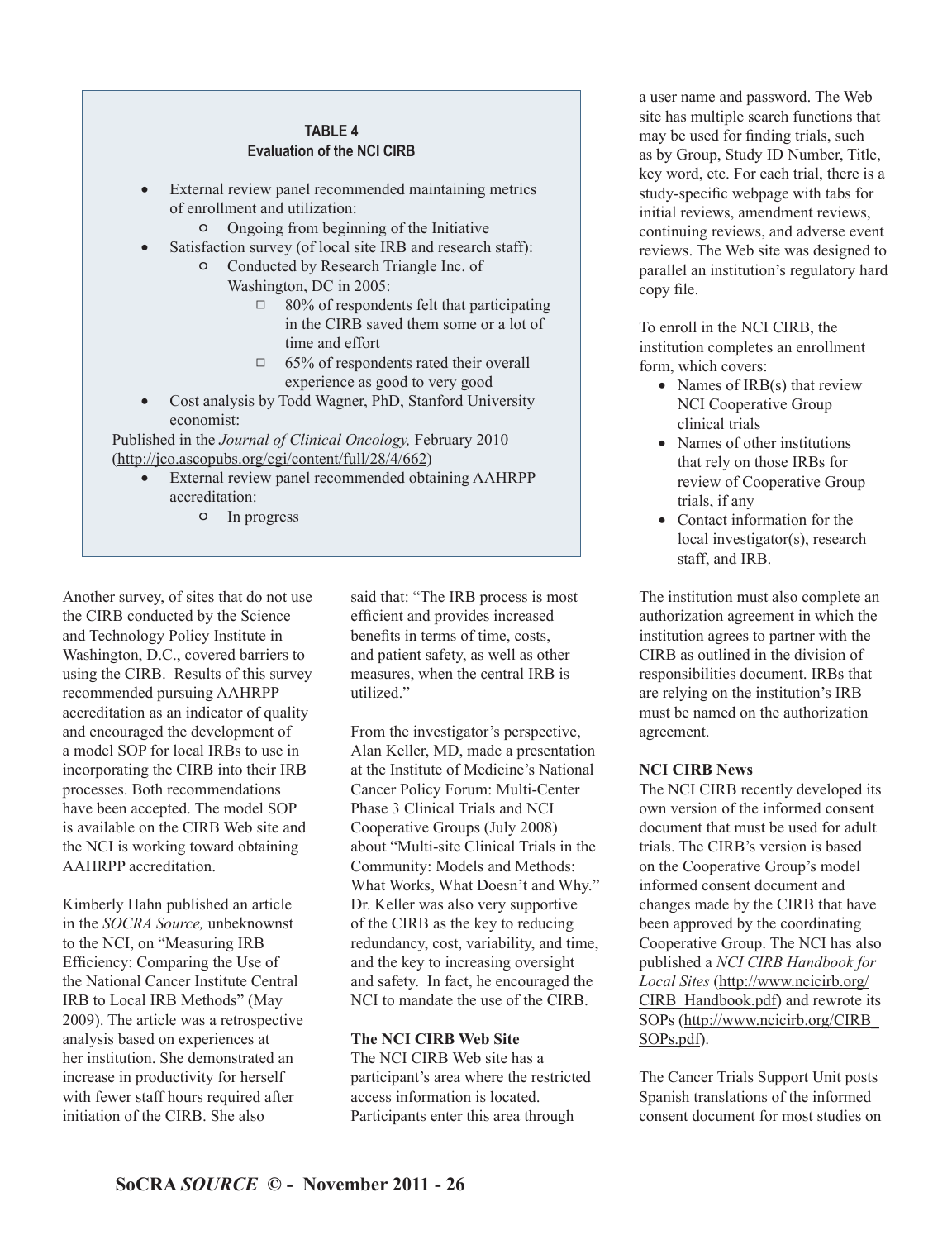**TABLE 4**
**Evaluation of the NCI CIRB**

- External review panel recommended maintaining metrics of enrollment and utilization:
  - Ongoing from beginning of the Initiative
- Satisfaction survey (of local site IRB and research staff):
  - Conducted by Research Triangle Inc. of Washington, DC in 2005:
    - 80% of respondents felt that participating in the CIRB saved them some or a lot of time and effort
    - 65% of respondents rated their overall experience as good to very good
- Cost analysis by Todd Wagner, PhD, Stanford University economist:

Published in the *Journal of Clinical Oncology,* February 2010 (http://jco.ascopubs.org/cgi/content/full/28/4/662)

- External review panel recommended obtaining AAHRPP accreditation:
  - In progress

Another survey, of sites that do not use the CIRB conducted by the Science and Technology Policy Institute in Washington, D.C., covered barriers to using the CIRB. Results of this survey recommended pursuing AAHRPP accreditation as an indicator of quality and encouraged the development of a model SOP for local IRBs to use in incorporating the CIRB into their IRB processes. Both recommendations have been accepted. The model SOP is available on the CIRB Web site and the NCI is working toward obtaining AAHRPP accreditation.

Kimberly Hahn published an article in the *SOCRA Source,* unbeknownst to the NCI, on "Measuring IRB Efficiency: Comparing the Use of the National Cancer Institute Central IRB to Local IRB Methods" (May 2009). The article was a retrospective analysis based on experiences at her institution. She demonstrated an increase in productivity for herself with fewer staff hours required after initiation of the CIRB. She also said that: "The IRB process is most efficient and provides increased benefits in terms of time, costs, and patient safety, as well as other measures, when the central IRB is utilized."

From the investigator's perspective, Alan Keller, MD, made a presentation at the Institute of Medicine's National Cancer Policy Forum: Multi-Center Phase 3 Clinical Trials and NCI Cooperative Groups (July 2008) about "Multi-site Clinical Trials in the Community: Models and Methods: What Works, What Doesn't and Why." Dr. Keller was also very supportive of the CIRB as the key to reducing redundancy, cost, variability, and time, and the key to increasing oversight and safety. In fact, he encouraged the NCI to mandate the use of the CIRB.

**The NCI CIRB Web Site**

The NCI CIRB Web site has a participant's area where the restricted access information is located. Participants enter this area through a user name and password. The Web site has multiple search functions that may be used for finding trials, such as by Group, Study ID Number, Title, key word, etc. For each trial, there is a study-specific webpage with tabs for initial reviews, amendment reviews, continuing reviews, and adverse event reviews. The Web site was designed to parallel an institution's regulatory hard copy file.

To enroll in the NCI CIRB, the institution completes an enrollment form, which covers:

- Names of IRB(s) that review NCI Cooperative Group clinical trials
- Names of other institutions that rely on those IRBs for review of Cooperative Group trials, if any
- Contact information for the local investigator(s), research staff, and IRB.

The institution must also complete an authorization agreement in which the institution agrees to partner with the CIRB as outlined in the division of responsibilities document. IRBs that are relying on the institution's IRB must be named on the authorization agreement.

**NCI CIRB News**

The NCI CIRB recently developed its own version of the informed consent document that must be used for adult trials. The CIRB's version is based on the Cooperative Group's model informed consent document and changes made by the CIRB that have been approved by the coordinating Cooperative Group. The NCI has also published a *NCI CIRB Handbook for Local Sites* (http://www.ncicirb.org/CIRB_Handbook.pdf) and rewrote its SOPs (http://www.ncicirb.org/CIRB_SOPs.pdf).

The Cancer Trials Support Unit posts Spanish translations of the informed consent document for most studies on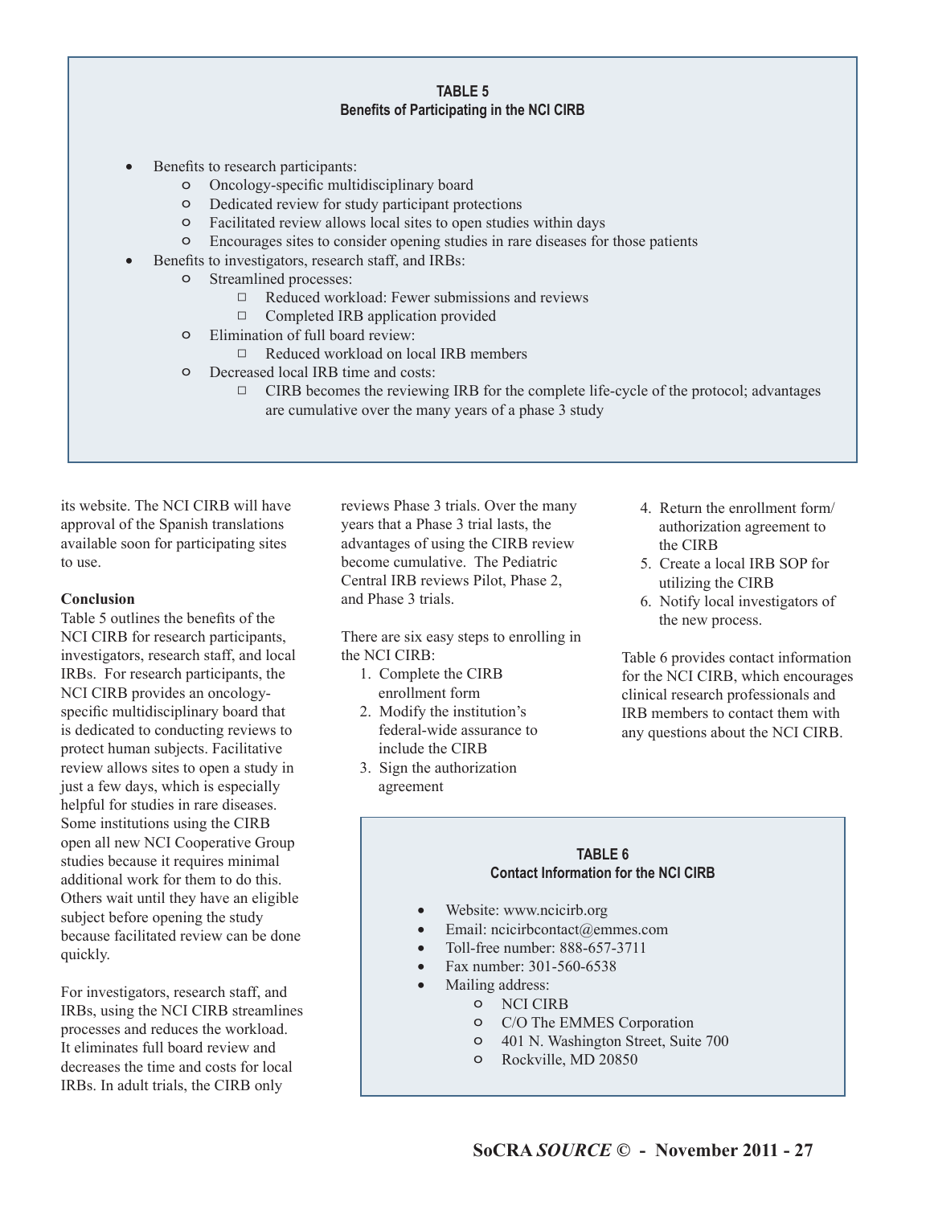**TABLE 5**
**Benefits of Participating in the NCI CIRB**

- Benefits to research participants:
  - Oncology-specific multidisciplinary board
  - Dedicated review for study participant protections
  - Facilitated review allows local sites to open studies within days
  - Encourages sites to consider opening studies in rare diseases for those patients
- Benefits to investigators, research staff, and IRBs:
  - Streamlined processes:
    - Reduced workload: Fewer submissions and reviews
    - Completed IRB application provided
  - Elimination of full board review:
    - Reduced workload on local IRB members
  - Decreased local IRB time and costs:
    - CIRB becomes the reviewing IRB for the complete life-cycle of the protocol; advantages are cumulative over the many years of a phase 3 study

its website. The NCI CIRB will have approval of the Spanish translations available soon for participating sites to use.

**Conclusion**

Table 5 outlines the benefits of the NCI CIRB for research participants, investigators, research staff, and local IRBs. For research participants, the NCI CIRB provides an oncology-specific multidisciplinary board that is dedicated to conducting reviews to protect human subjects. Facilitative review allows sites to open a study in just a few days, which is especially helpful for studies in rare diseases. Some institutions using the CIRB open all new NCI Cooperative Group studies because it requires minimal additional work for them to do this. Others wait until they have an eligible subject before opening the study because facilitated review can be done quickly.

For investigators, research staff, and IRBs, using the NCI CIRB streamlines processes and reduces the workload. It eliminates full board review and decreases the time and costs for local IRBs. In adult trials, the CIRB only reviews Phase 3 trials. Over the many years that a Phase 3 trial lasts, the advantages of using the CIRB review become cumulative. The Pediatric Central IRB reviews Pilot, Phase 2, and Phase 3 trials.

There are six easy steps to enrolling in the NCI CIRB:

1. Complete the CIRB enrollment form
2. Modify the institution's federal-wide assurance to include the CIRB
3. Sign the authorization agreement
4. Return the enrollment form/ authorization agreement to the CIRB
5. Create a local IRB SOP for utilizing the CIRB
6. Notify local investigators of the new process.

Table 6 provides contact information for the NCI CIRB, which encourages clinical research professionals and IRB members to contact them with any questions about the NCI CIRB.

**TABLE 6**
**Contact Information for the NCI CIRB**

- Website: www.ncicirb.org
- Email: ncicirbcontact@emmes.com
- Toll-free number: 888-657-3711
- Fax number: 301-560-6538
- Mailing address:
  - NCI CIRB
  - C/O The EMMES Corporation
  - 401 N. Washington Street, Suite 700
  - Rockville, MD 20850